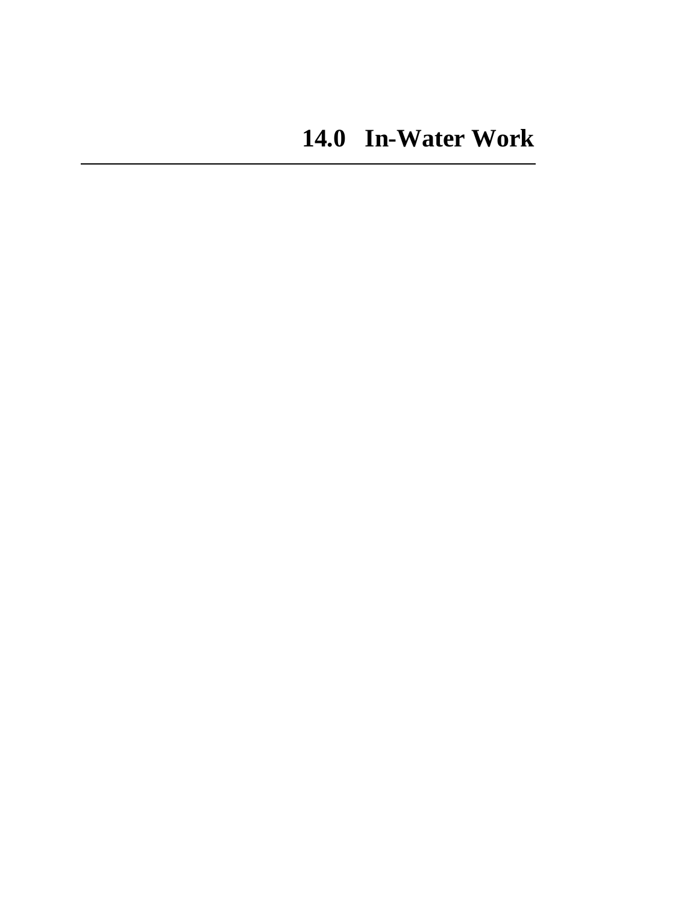# 14.0 In-Water Work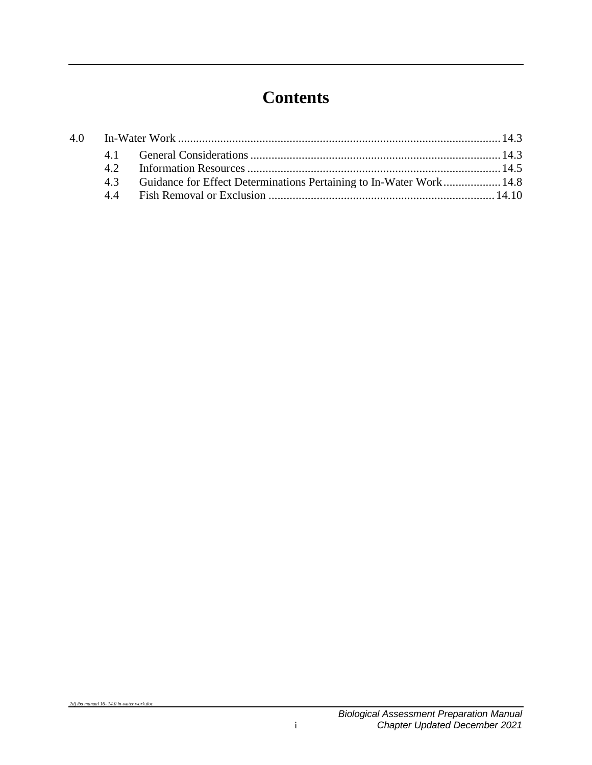# Contents

| | | |
|---|---|---|
| 4.0 | In-Water Work | 14.3 |
| 4.1 | General Considerations | 14.3 |
| 4.2 | Information Resources | 14.5 |
| 4.3 | Guidance for Effect Determinations Pertaining to In-Water Work | 14.8 |
| 4.4 | Fish Removal or Exclusion | 14.10 |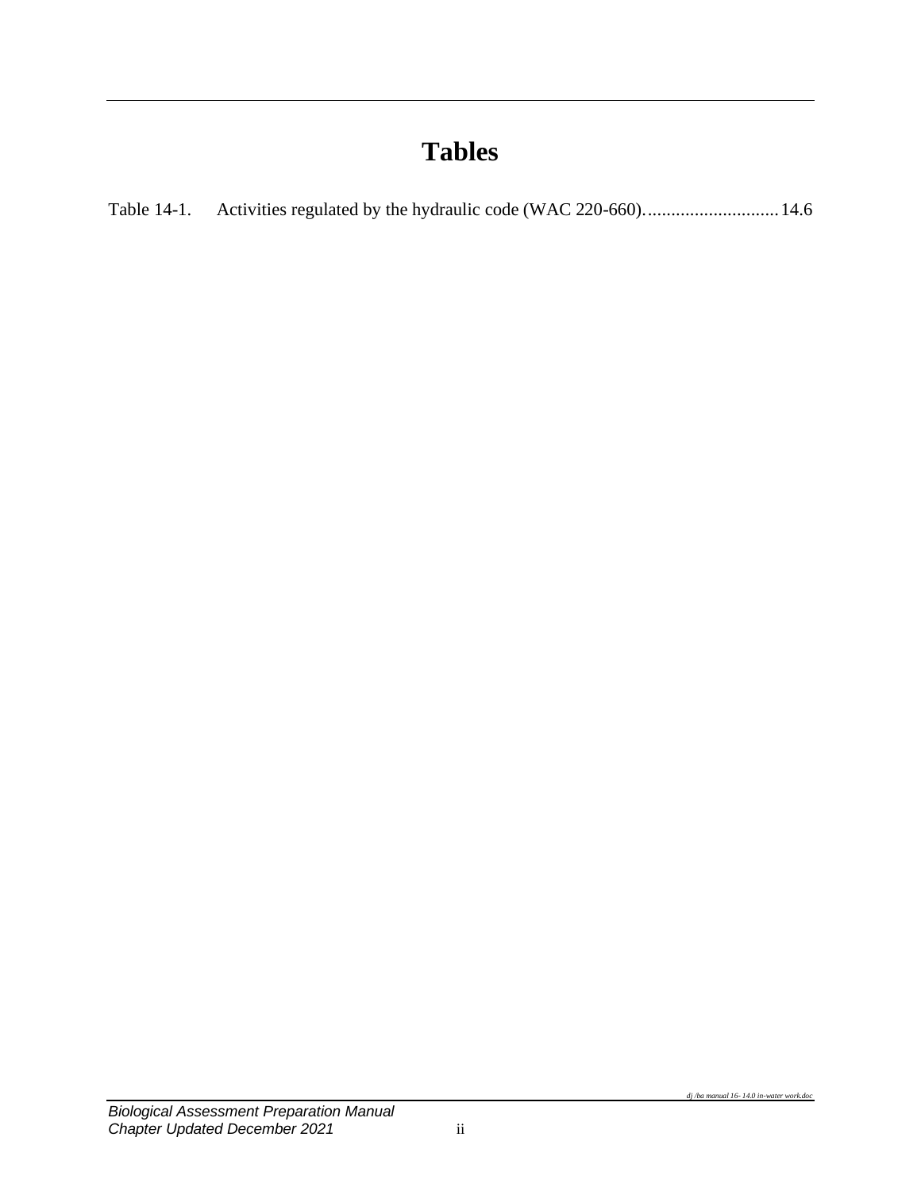# Tables

Table 14-1. Activities regulated by the hydraulic code (WAC 220-660)............................14.6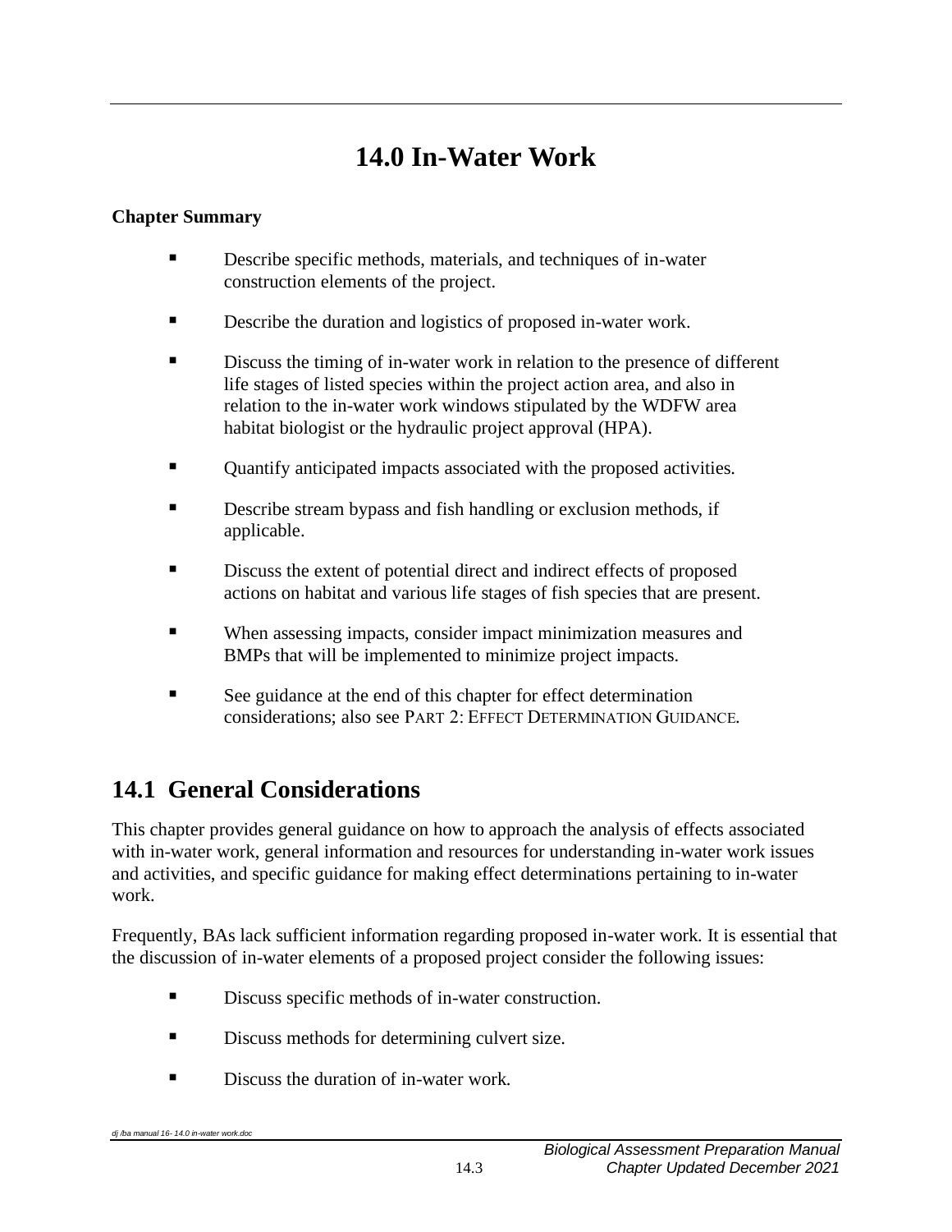# 14.0 In-Water Work

**Chapter Summary**

- Describe specific methods, materials, and techniques of in-water construction elements of the project.
- Describe the duration and logistics of proposed in-water work.
- Discuss the timing of in-water work in relation to the presence of different life stages of listed species within the project action area, and also in relation to the in-water work windows stipulated by the WDFW area habitat biologist or the hydraulic project approval (HPA).
- Quantify anticipated impacts associated with the proposed activities.
- Describe stream bypass and fish handling or exclusion methods, if applicable.
- Discuss the extent of potential direct and indirect effects of proposed actions on habitat and various life stages of fish species that are present.
- When assessing impacts, consider impact minimization measures and BMPs that will be implemented to minimize project impacts.
- See guidance at the end of this chapter for effect determination considerations; also see PART 2: EFFECT DETERMINATION GUIDANCE.

## 14.1 General Considerations

This chapter provides general guidance on how to approach the analysis of effects associated with in-water work, general information and resources for understanding in-water work issues and activities, and specific guidance for making effect determinations pertaining to in-water work.

Frequently, BAs lack sufficient information regarding proposed in-water work. It is essential that the discussion of in-water elements of a proposed project consider the following issues:

- Discuss specific methods of in-water construction.
- Discuss methods for determining culvert size.
- Discuss the duration of in-water work.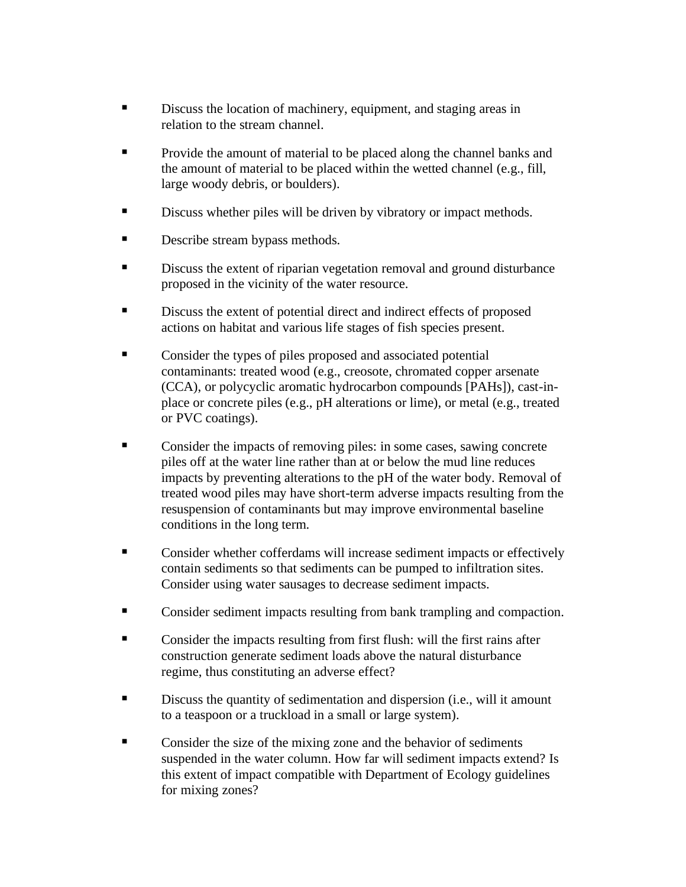- Discuss the location of machinery, equipment, and staging areas in relation to the stream channel.
- Provide the amount of material to be placed along the channel banks and the amount of material to be placed within the wetted channel (e.g., fill, large woody debris, or boulders).
- Discuss whether piles will be driven by vibratory or impact methods.
- Describe stream bypass methods.
- Discuss the extent of riparian vegetation removal and ground disturbance proposed in the vicinity of the water resource.
- Discuss the extent of potential direct and indirect effects of proposed actions on habitat and various life stages of fish species present.
- Consider the types of piles proposed and associated potential contaminants: treated wood (e.g., creosote, chromated copper arsenate (CCA), or polycyclic aromatic hydrocarbon compounds [PAHs]), cast-in-place or concrete piles (e.g., pH alterations or lime), or metal (e.g., treated or PVC coatings).
- Consider the impacts of removing piles: in some cases, sawing concrete piles off at the water line rather than at or below the mud line reduces impacts by preventing alterations to the pH of the water body. Removal of treated wood piles may have short-term adverse impacts resulting from the resuspension of contaminants but may improve environmental baseline conditions in the long term.
- Consider whether cofferdams will increase sediment impacts or effectively contain sediments so that sediments can be pumped to infiltration sites. Consider using water sausages to decrease sediment impacts.
- Consider sediment impacts resulting from bank trampling and compaction.
- Consider the impacts resulting from first flush: will the first rains after construction generate sediment loads above the natural disturbance regime, thus constituting an adverse effect?
- Discuss the quantity of sedimentation and dispersion (i.e., will it amount to a teaspoon or a truckload in a small or large system).
- Consider the size of the mixing zone and the behavior of sediments suspended in the water column. How far will sediment impacts extend? Is this extent of impact compatible with Department of Ecology guidelines for mixing zones?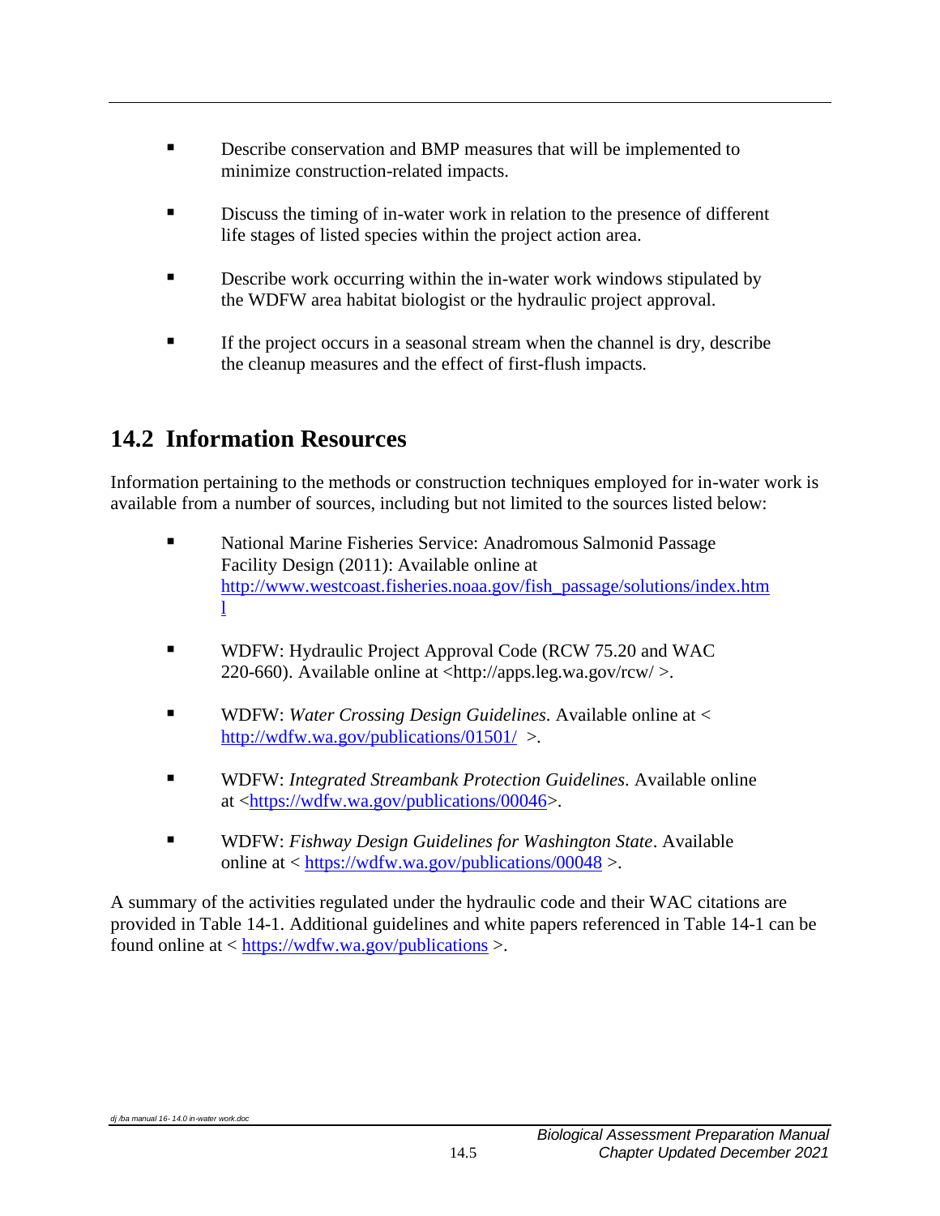- Describe conservation and BMP measures that will be implemented to minimize construction-related impacts.

- Discuss the timing of in-water work in relation to the presence of different life stages of listed species within the project action area.

- Describe work occurring within the in-water work windows stipulated by the WDFW area habitat biologist or the hydraulic project approval.

- If the project occurs in a seasonal stream when the channel is dry, describe the cleanup measures and the effect of first-flush impacts.

## 14.2 Information Resources

Information pertaining to the methods or construction techniques employed for in-water work is available from a number of sources, including but not limited to the sources listed below:

- National Marine Fisheries Service: Anadromous Salmonid Passage Facility Design (2011): Available online at http://www.westcoast.fisheries.noaa.gov/fish_passage/solutions/index.html

- WDFW: Hydraulic Project Approval Code (RCW 75.20 and WAC 220-660). Available online at <http://apps.leg.wa.gov/rcw/ >.

- WDFW: *Water Crossing Design Guidelines*. Available online at < http://wdfw.wa.gov/publications/01501/ >.

- WDFW: *Integrated Streambank Protection Guidelines*. Available online at <https://wdfw.wa.gov/publications/00046>.

- WDFW: *Fishway Design Guidelines for Washington State*. Available online at < https://wdfw.wa.gov/publications/00048 >.

A summary of the activities regulated under the hydraulic code and their WAC citations are provided in Table 14-1. Additional guidelines and white papers referenced in Table 14-1 can be found online at < https://wdfw.wa.gov/publications >.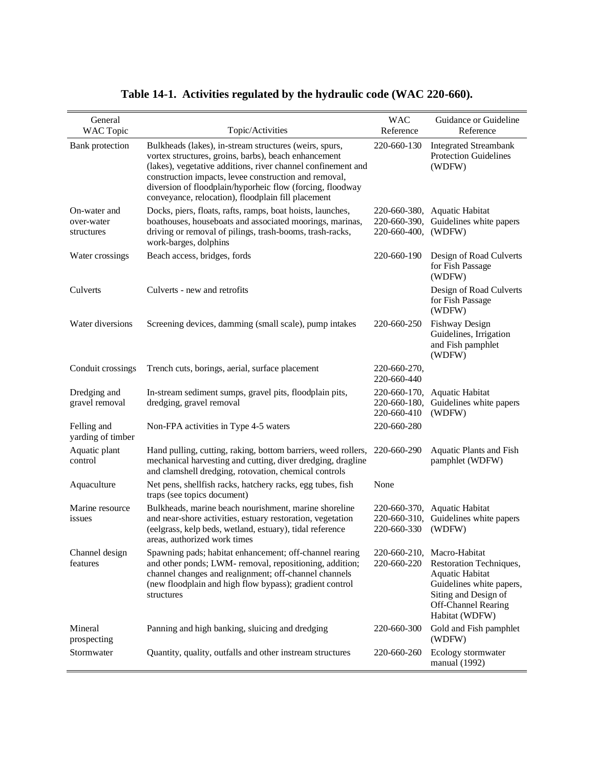**Table 14-1. Activities regulated by the hydraulic code (WAC 220-660).**

| General WAC Topic | Topic/Activities | WAC Reference | Guidance or Guideline Reference |
|---|---|---|---|
| Bank protection | Bulkheads (lakes), in-stream structures (weirs, spurs, vortex structures, groins, barbs), beach enhancement (lakes), vegetative additions, river channel confinement and construction impacts, levee construction and removal, diversion of floodplain/hyporheic flow (forcing, floodway conveyance, relocation), floodplain fill placement | 220-660-130 | Integrated Streambank Protection Guidelines (WDFW) |
| On-water and over-water structures | Docks, piers, floats, rafts, ramps, boat hoists, launches, boathouses, houseboats and associated moorings, marinas, driving or removal of pilings, trash-booms, trash-racks, work-barges, dolphins | 220-660-380, 220-660-390, 220-660-400, | Aquatic Habitat Guidelines white papers (WDFW) |
| Water crossings | Beach access, bridges, fords | 220-660-190 | Design of Road Culverts for Fish Passage (WDFW) |
| Culverts | Culverts - new and retrofits | | Design of Road Culverts for Fish Passage (WDFW) |
| Water diversions | Screening devices, damming (small scale), pump intakes | 220-660-250 | Fishway Design Guidelines, Irrigation and Fish pamphlet (WDFW) |
| Conduit crossings | Trench cuts, borings, aerial, surface placement | 220-660-270, 220-660-440 | |
| Dredging and gravel removal | In-stream sediment sumps, gravel pits, floodplain pits, dredging, gravel removal | 220-660-170, 220-660-180, 220-660-410 | Aquatic Habitat Guidelines white papers (WDFW) |
| Felling and yarding of timber | Non-FPA activities in Type 4-5 waters | 220-660-280 | |
| Aquatic plant control | Hand pulling, cutting, raking, bottom barriers, weed rollers, mechanical harvesting and cutting, diver dredging, dragline and clamshell dredging, rotovation, chemical controls | 220-660-290 | Aquatic Plants and Fish pamphlet (WDFW) |
| Aquaculture | Net pens, shellfish racks, hatchery racks, egg tubes, fish traps (see topics document) | None | |
| Marine resource issues | Bulkheads, marine beach nourishment, marine shoreline and near-shore activities, estuary restoration, vegetation (eelgrass, kelp beds, wetland, estuary), tidal reference areas, authorized work times | 220-660-370, 220-660-310, 220-660-330 | Aquatic Habitat Guidelines white papers (WDFW) |
| Channel design features | Spawning pads; habitat enhancement; off-channel rearing and other ponds; LWM- removal, repositioning, addition; channel changes and realignment; off-channel channels (new floodplain and high flow bypass); gradient control structures | 220-660-210, 220-660-220 | Macro-Habitat Restoration Techniques, Aquatic Habitat Guidelines white papers, Siting and Design of Off-Channel Rearing Habitat (WDFW) |
| Mineral prospecting | Panning and high banking, sluicing and dredging | 220-660-300 | Gold and Fish pamphlet (WDFW) |
| Stormwater | Quantity, quality, outfalls and other instream structures | 220-660-260 | Ecology stormwater manual (1992) |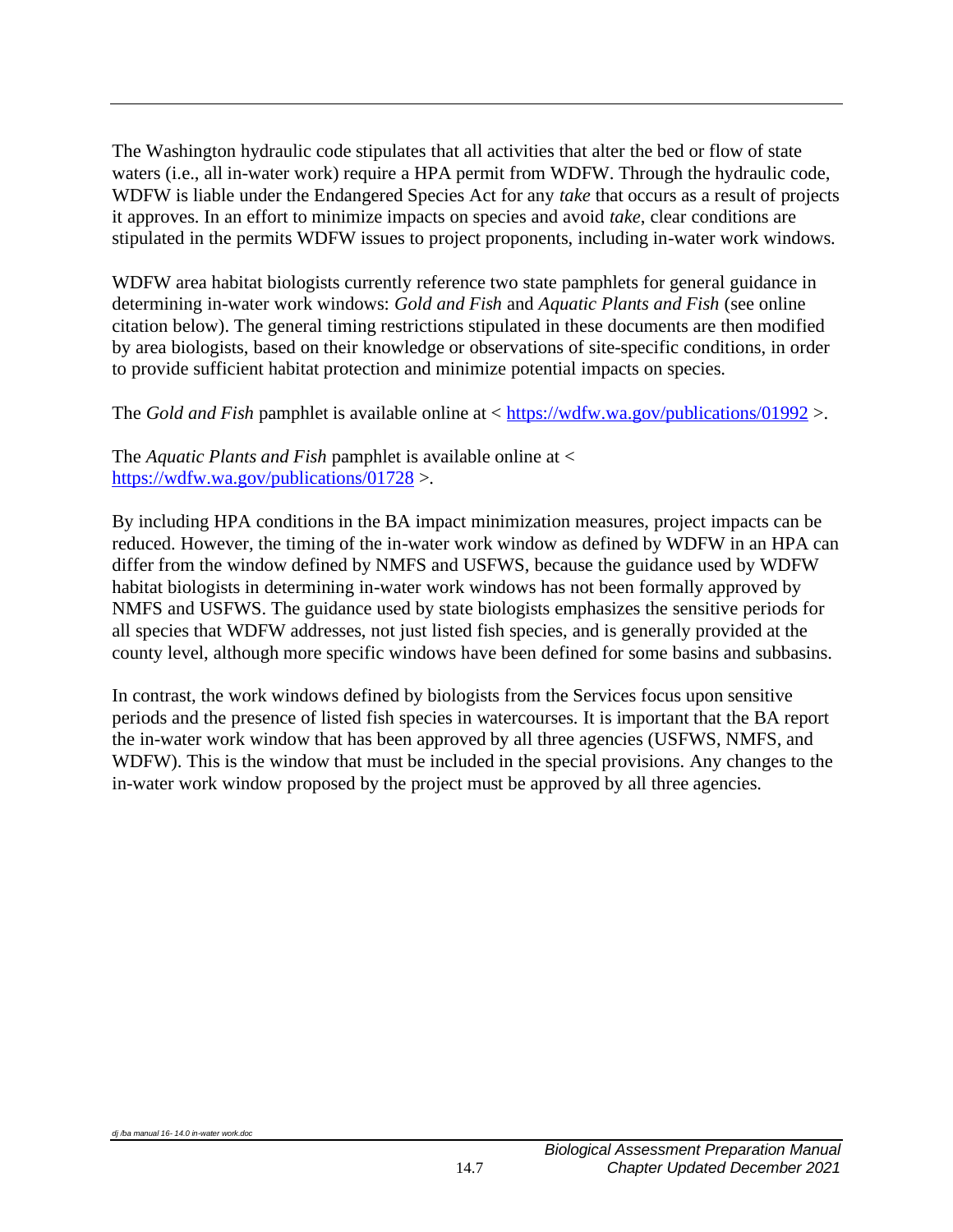The Washington hydraulic code stipulates that all activities that alter the bed or flow of state waters (i.e., all in-water work) require a HPA permit from WDFW. Through the hydraulic code, WDFW is liable under the Endangered Species Act for any *take* that occurs as a result of projects it approves. In an effort to minimize impacts on species and avoid *take*, clear conditions are stipulated in the permits WDFW issues to project proponents, including in-water work windows.

WDFW area habitat biologists currently reference two state pamphlets for general guidance in determining in-water work windows: *Gold and Fish* and *Aquatic Plants and Fish* (see online citation below). The general timing restrictions stipulated in these documents are then modified by area biologists, based on their knowledge or observations of site-specific conditions, in order to provide sufficient habitat protection and minimize potential impacts on species.

The *Gold and Fish* pamphlet is available online at < https://wdfw.wa.gov/publications/01992 >.

The *Aquatic Plants and Fish* pamphlet is available online at < https://wdfw.wa.gov/publications/01728 >.

By including HPA conditions in the BA impact minimization measures, project impacts can be reduced. However, the timing of the in-water work window as defined by WDFW in an HPA can differ from the window defined by NMFS and USFWS, because the guidance used by WDFW habitat biologists in determining in-water work windows has not been formally approved by NMFS and USFWS. The guidance used by state biologists emphasizes the sensitive periods for all species that WDFW addresses, not just listed fish species, and is generally provided at the county level, although more specific windows have been defined for some basins and subbasins.

In contrast, the work windows defined by biologists from the Services focus upon sensitive periods and the presence of listed fish species in watercourses. It is important that the BA report the in-water work window that has been approved by all three agencies (USFWS, NMFS, and WDFW). This is the window that must be included in the special provisions. Any changes to the in-water work window proposed by the project must be approved by all three agencies.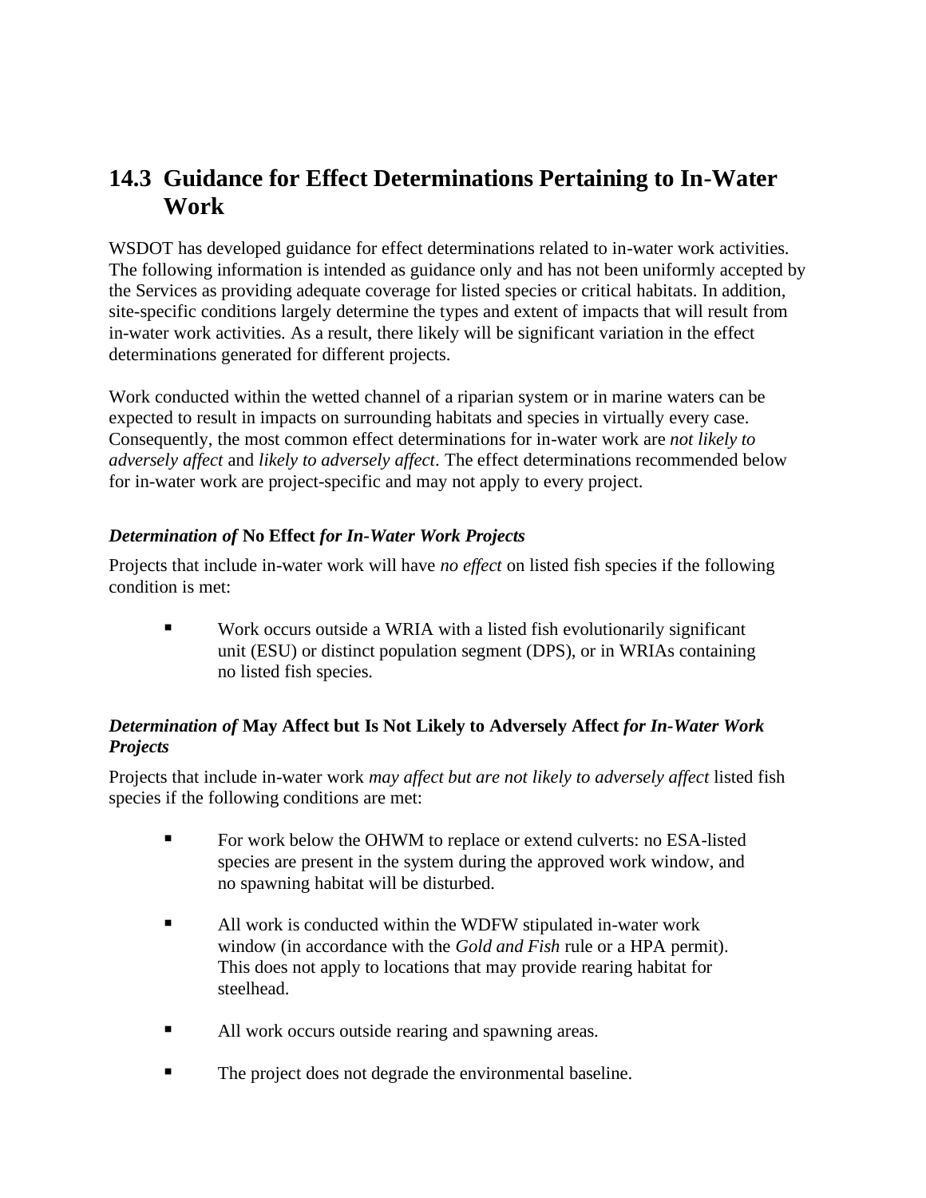## 14.3 Guidance for Effect Determinations Pertaining to In-Water Work

WSDOT has developed guidance for effect determinations related to in-water work activities. The following information is intended as guidance only and has not been uniformly accepted by the Services as providing adequate coverage for listed species or critical habitats. In addition, site-specific conditions largely determine the types and extent of impacts that will result from in-water work activities. As a result, there likely will be significant variation in the effect determinations generated for different projects.

Work conducted within the wetted channel of a riparian system or in marine waters can be expected to result in impacts on surrounding habitats and species in virtually every case. Consequently, the most common effect determinations for in-water work are *not likely to adversely affect* and *likely to adversely affect*. The effect determinations recommended below for in-water work are project-specific and may not apply to every project.

#### *Determination of* **No Effect** *for In-Water Work Projects*

Projects that include in-water work will have *no effect* on listed fish species if the following condition is met:

- Work occurs outside a WRIA with a listed fish evolutionarily significant unit (ESU) or distinct population segment (DPS), or in WRIAs containing no listed fish species.

#### *Determination of* **May Affect but Is Not Likely to Adversely Affect** *for In-Water Work Projects*

Projects that include in-water work *may affect but are not likely to adversely affect* listed fish species if the following conditions are met:

- For work below the OHWM to replace or extend culverts: no ESA-listed species are present in the system during the approved work window, and no spawning habitat will be disturbed.
- All work is conducted within the WDFW stipulated in-water work window (in accordance with the *Gold and Fish* rule or a HPA permit). This does not apply to locations that may provide rearing habitat for steelhead.
- All work occurs outside rearing and spawning areas.
- The project does not degrade the environmental baseline.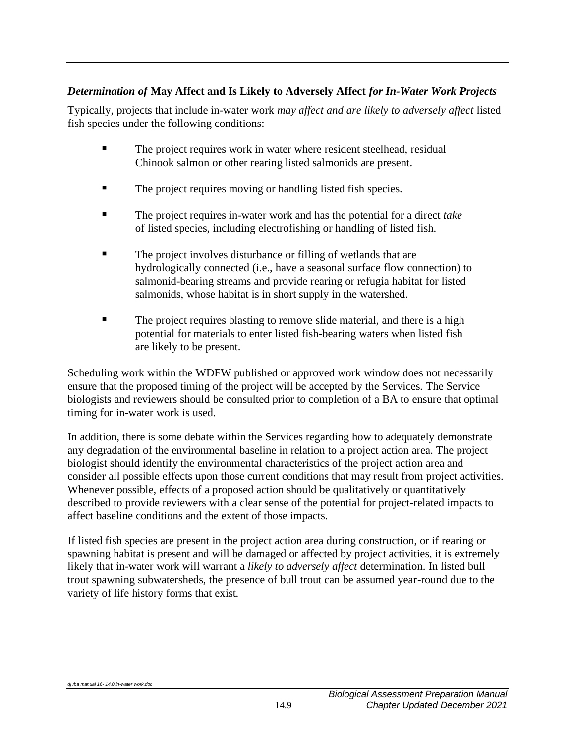### *Determination of* **May Affect and Is Likely to Adversely Affect** *for In-Water Work Projects*

Typically, projects that include in-water work *may affect and are likely to adversely affect* listed fish species under the following conditions:

- The project requires work in water where resident steelhead, residual Chinook salmon or other rearing listed salmonids are present.
- The project requires moving or handling listed fish species.
- The project requires in-water work and has the potential for a direct *take* of listed species, including electrofishing or handling of listed fish.
- The project involves disturbance or filling of wetlands that are hydrologically connected (i.e., have a seasonal surface flow connection) to salmonid-bearing streams and provide rearing or refugia habitat for listed salmonids, whose habitat is in short supply in the watershed.
- The project requires blasting to remove slide material, and there is a high potential for materials to enter listed fish-bearing waters when listed fish are likely to be present.

Scheduling work within the WDFW published or approved work window does not necessarily ensure that the proposed timing of the project will be accepted by the Services. The Service biologists and reviewers should be consulted prior to completion of a BA to ensure that optimal timing for in-water work is used.

In addition, there is some debate within the Services regarding how to adequately demonstrate any degradation of the environmental baseline in relation to a project action area. The project biologist should identify the environmental characteristics of the project action area and consider all possible effects upon those current conditions that may result from project activities. Whenever possible, effects of a proposed action should be qualitatively or quantitatively described to provide reviewers with a clear sense of the potential for project-related impacts to affect baseline conditions and the extent of those impacts.

If listed fish species are present in the project action area during construction, or if rearing or spawning habitat is present and will be damaged or affected by project activities, it is extremely likely that in-water work will warrant a *likely to adversely affect* determination. In listed bull trout spawning subwatersheds, the presence of bull trout can be assumed year-round due to the variety of life history forms that exist.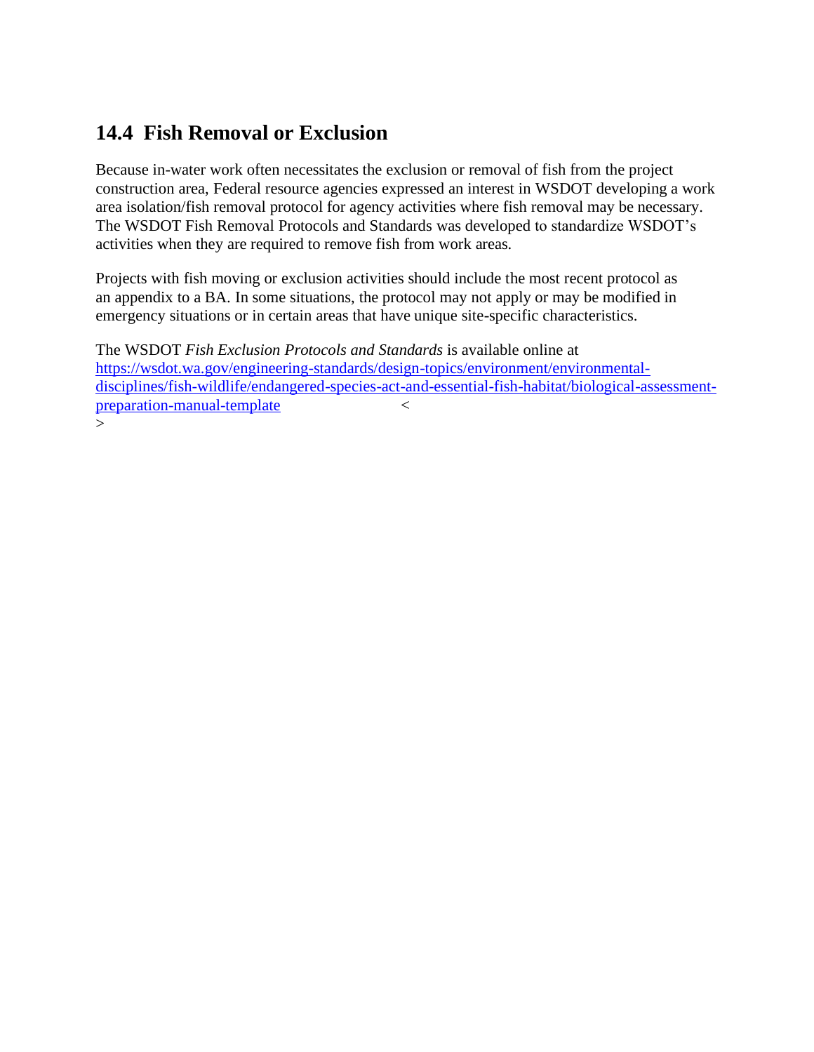## 14.4 Fish Removal or Exclusion

Because in-water work often necessitates the exclusion or removal of fish from the project construction area, Federal resource agencies expressed an interest in WSDOT developing a work area isolation/fish removal protocol for agency activities where fish removal may be necessary. The WSDOT Fish Removal Protocols and Standards was developed to standardize WSDOT's activities when they are required to remove fish from work areas.

Projects with fish moving or exclusion activities should include the most recent protocol as an appendix to a BA. In some situations, the protocol may not apply or may be modified in emergency situations or in certain areas that have unique site-specific characteristics.

The WSDOT *Fish Exclusion Protocols and Standards* is available online at https://wsdot.wa.gov/engineering-standards/design-topics/environment/environmental-disciplines/fish-wildlife/endangered-species-act-and-essential-fish-habitat/biological-assessment-preparation-manual-template <
>